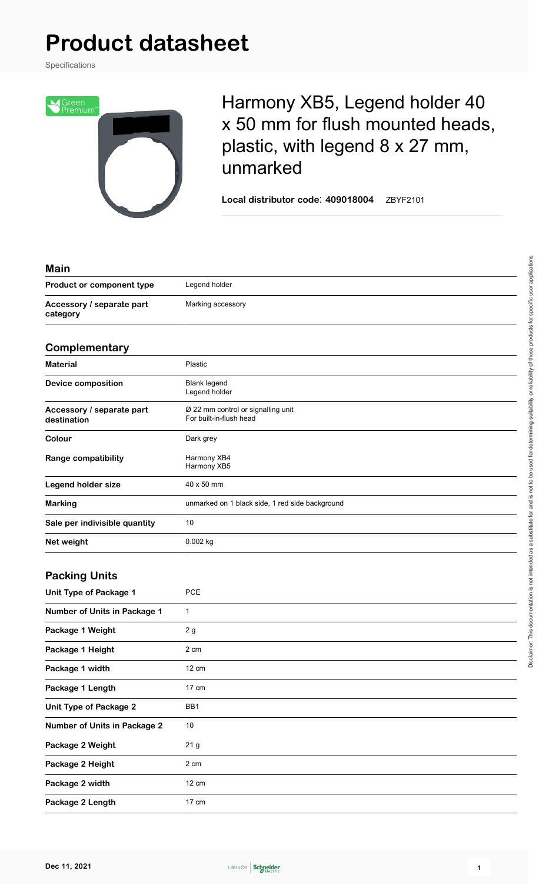# Product datasheet

Specifications

## Harmony XB5, Legend holder 40 x 50 mm for flush mounted heads, plastic, with legend 8 x 27 mm, unmarked

**Local distributor code: 409018004** ZBYF2101

### Main

| | |
|---|---|
| **Product or component type** | Legend holder |
| **Accessory / separate part category** | Marking accessory |

### Complementary

| | |
|---|---|
| **Material** | Plastic |
| **Device composition** | Blank legend<br>Legend holder |
| **Accessory / separate part destination** | Ø 22 mm control or signalling unit<br>For built-in-flush head |
| **Colour** | Dark grey |
| **Range compatibility** | Harmony XB4<br>Harmony XB5 |
| **Legend holder size** | 40 x 50 mm |
| **Marking** | unmarked on 1 black side, 1 red side background |
| **Sale per indivisible quantity** | 10 |
| **Net weight** | 0.002 kg |

### Packing Units

| | |
|---|---|
| **Unit Type of Package 1** | PCE |
| **Number of Units in Package 1** | 1 |
| **Package 1 Weight** | 2 g |
| **Package 1 Height** | 2 cm |
| **Package 1 width** | 12 cm |
| **Package 1 Length** | 17 cm |
| **Unit Type of Package 2** | BB1 |
| **Number of Units in Package 2** | 10 |
| **Package 2 Weight** | 21 g |
| **Package 2 Height** | 2 cm |
| **Package 2 width** | 12 cm |
| **Package 2 Length** | 17 cm |

Disclaimer: This documentation is not intended as a substitute for and is not to be used for determining suitability or reliability of these products for specific user applications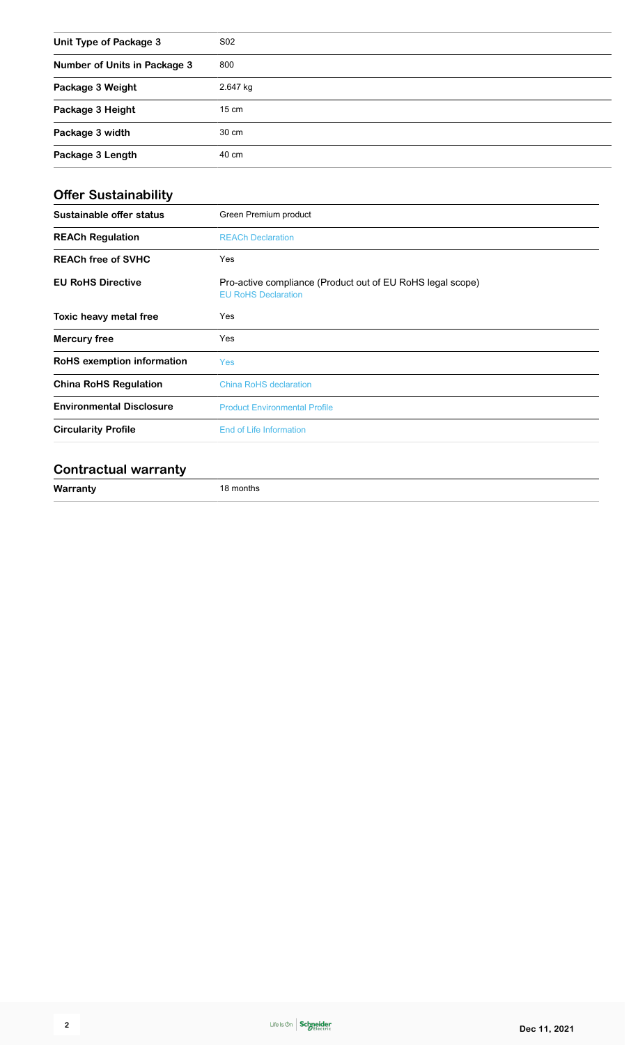| | |
|---|---|
| **Unit Type of Package 3** | S02 |
| **Number of Units in Package 3** | 800 |
| **Package 3 Weight** | 2.647 kg |
| **Package 3 Height** | 15 cm |
| **Package 3 width** | 30 cm |
| **Package 3 Length** | 40 cm |

## Offer Sustainability

| | |
|---|---|
| **Sustainable offer status** | Green Premium product |
| **REACh Regulation** | REACh Declaration |
| **REACh free of SVHC** | Yes |
| **EU RoHS Directive** | Pro-active compliance (Product out of EU RoHS legal scope) EU RoHS Declaration |
| **Toxic heavy metal free** | Yes |
| **Mercury free** | Yes |
| **RoHS exemption information** | Yes |
| **China RoHS Regulation** | China RoHS declaration |
| **Environmental Disclosure** | Product Environmental Profile |
| **Circularity Profile** | End of Life Information |

## Contractual warranty

| | |
|---|---|
| **Warranty** | 18 months |